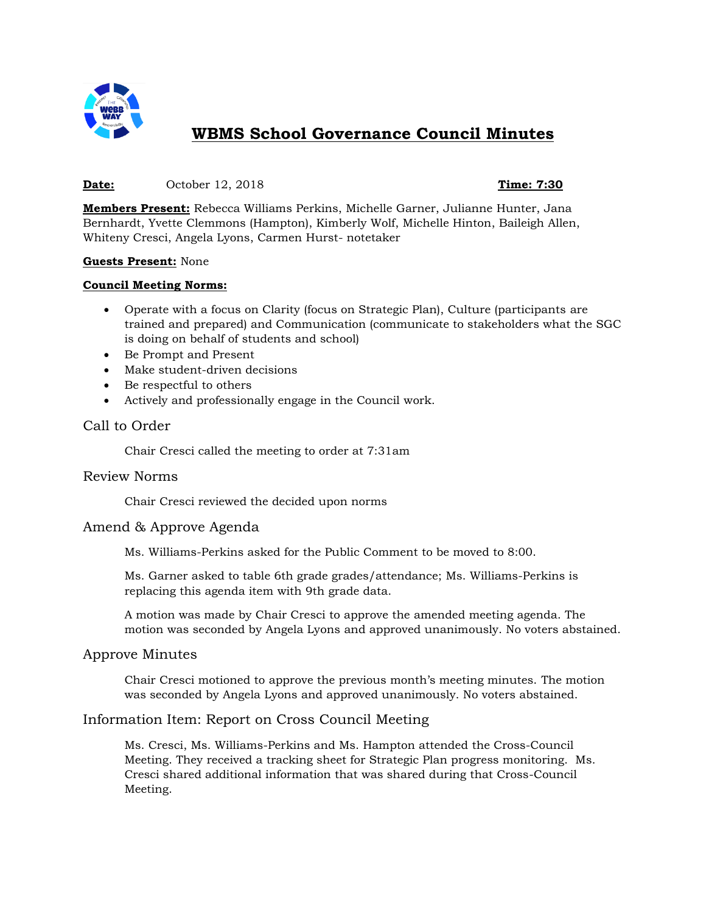# WBMS School Governance Council Minutes

**Date:** October 12, 2018 **Time: 7:30**

**Members Present:** Rebecca Williams Perkins, Michelle Garner, Julianne Hunter, Jana Bernhardt, Yvette Clemmons (Hampton), Kimberly Wolf, Michelle Hinton, Baileigh Allen, Whiteny Cresci, Angela Lyons, Carmen Hurst- notetaker

**Guests Present:** None

**Council Meeting Norms:**

- Operate with a focus on Clarity (focus on Strategic Plan), Culture (participants are trained and prepared) and Communication (communicate to stakeholders what the SGC is doing on behalf of students and school)
- Be Prompt and Present
- Make student-driven decisions
- Be respectful to others
- Actively and professionally engage in the Council work.

## Call to Order

Chair Cresci called the meeting to order at 7:31am

## Review Norms

Chair Cresci reviewed the decided upon norms

## Amend & Approve Agenda

Ms. Williams-Perkins asked for the Public Comment to be moved to 8:00.

Ms. Garner asked to table 6th grade grades/attendance; Ms. Williams-Perkins is replacing this agenda item with 9th grade data.

A motion was made by Chair Cresci to approve the amended meeting agenda. The motion was seconded by Angela Lyons and approved unanimously. No voters abstained.

## Approve Minutes

Chair Cresci motioned to approve the previous month's meeting minutes. The motion was seconded by Angela Lyons and approved unanimously. No voters abstained.

## Information Item: Report on Cross Council Meeting

Ms. Cresci, Ms. Williams-Perkins and Ms. Hampton attended the Cross-Council Meeting. They received a tracking sheet for Strategic Plan progress monitoring. Ms. Cresci shared additional information that was shared during that Cross-Council Meeting.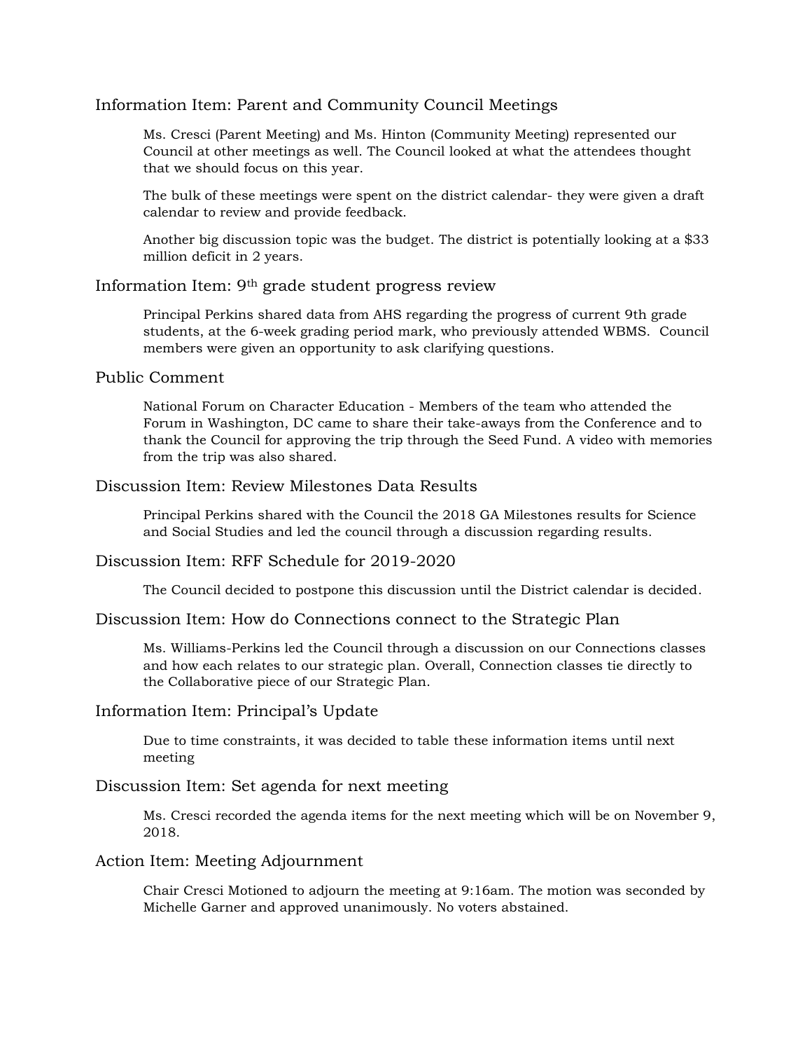## Information Item: Parent and Community Council Meetings

Ms. Cresci (Parent Meeting) and Ms. Hinton (Community Meeting) represented our Council at other meetings as well. The Council looked at what the attendees thought that we should focus on this year.

The bulk of these meetings were spent on the district calendar- they were given a draft calendar to review and provide feedback.

Another big discussion topic was the budget. The district is potentially looking at a $33 million deficit in 2 years.

## Information Item: 9th grade student progress review

Principal Perkins shared data from AHS regarding the progress of current 9th grade students, at the 6-week grading period mark, who previously attended WBMS. Council members were given an opportunity to ask clarifying questions.

## Public Comment

National Forum on Character Education - Members of the team who attended the Forum in Washington, DC came to share their take-aways from the Conference and to thank the Council for approving the trip through the Seed Fund. A video with memories from the trip was also shared.

## Discussion Item: Review Milestones Data Results

Principal Perkins shared with the Council the 2018 GA Milestones results for Science and Social Studies and led the council through a discussion regarding results.

## Discussion Item: RFF Schedule for 2019-2020

The Council decided to postpone this discussion until the District calendar is decided.

## Discussion Item: How do Connections connect to the Strategic Plan

Ms. Williams-Perkins led the Council through a discussion on our Connections classes and how each relates to our strategic plan. Overall, Connection classes tie directly to the Collaborative piece of our Strategic Plan.

## Information Item: Principal's Update

Due to time constraints, it was decided to table these information items until next meeting

## Discussion Item: Set agenda for next meeting

Ms. Cresci recorded the agenda items for the next meeting which will be on November 9, 2018.

## Action Item: Meeting Adjournment

Chair Cresci Motioned to adjourn the meeting at 9:16am. The motion was seconded by Michelle Garner and approved unanimously. No voters abstained.